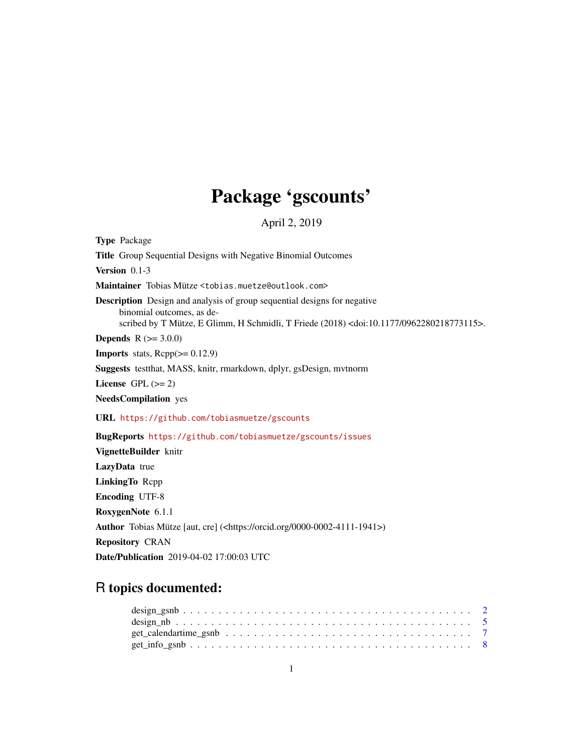# Package 'gscounts'

April 2, 2019

**Type** Package

**Title** Group Sequential Designs with Negative Binomial Outcomes

**Version** 0.1-3

**Maintainer** Tobias Mütze <tobias.muetze@outlook.com>

**Description** Design and analysis of group sequential designs for negative binomial outcomes, as described by T Mütze, E Glimm, H Schmidli, T Friede (2018) <doi:10.1177/0962280218773115>.

**Depends** R (>= 3.0.0)

**Imports** stats, Rcpp(>= 0.12.9)

**Suggests** testthat, MASS, knitr, rmarkdown, dplyr, gsDesign, mvtnorm

**License** GPL (>= 2)

**NeedsCompilation** yes

**URL** https://github.com/tobiasmuetze/gscounts

**BugReports** https://github.com/tobiasmuetze/gscounts/issues

**VignetteBuilder** knitr

**LazyData** true

**LinkingTo** Rcpp

**Encoding** UTF-8

**RoxygenNote** 6.1.1

**Author** Tobias Mütze [aut, cre] (<https://orcid.org/0000-0002-4111-1941>)

**Repository** CRAN

**Date/Publication** 2019-04-02 17:00:03 UTC

## R topics documented:

design_gsnb . . . . . . . . . . . . . . . . . . . . . . . . . . . . . . . . . . . . . . . . 2
design_nb . . . . . . . . . . . . . . . . . . . . . . . . . . . . . . . . . . . . . . . . . 5
get_calendartime_gsnb . . . . . . . . . . . . . . . . . . . . . . . . . . . . . . . . . . 7
get_info_gsnb . . . . . . . . . . . . . . . . . . . . . . . . . . . . . . . . . . . . . . . 8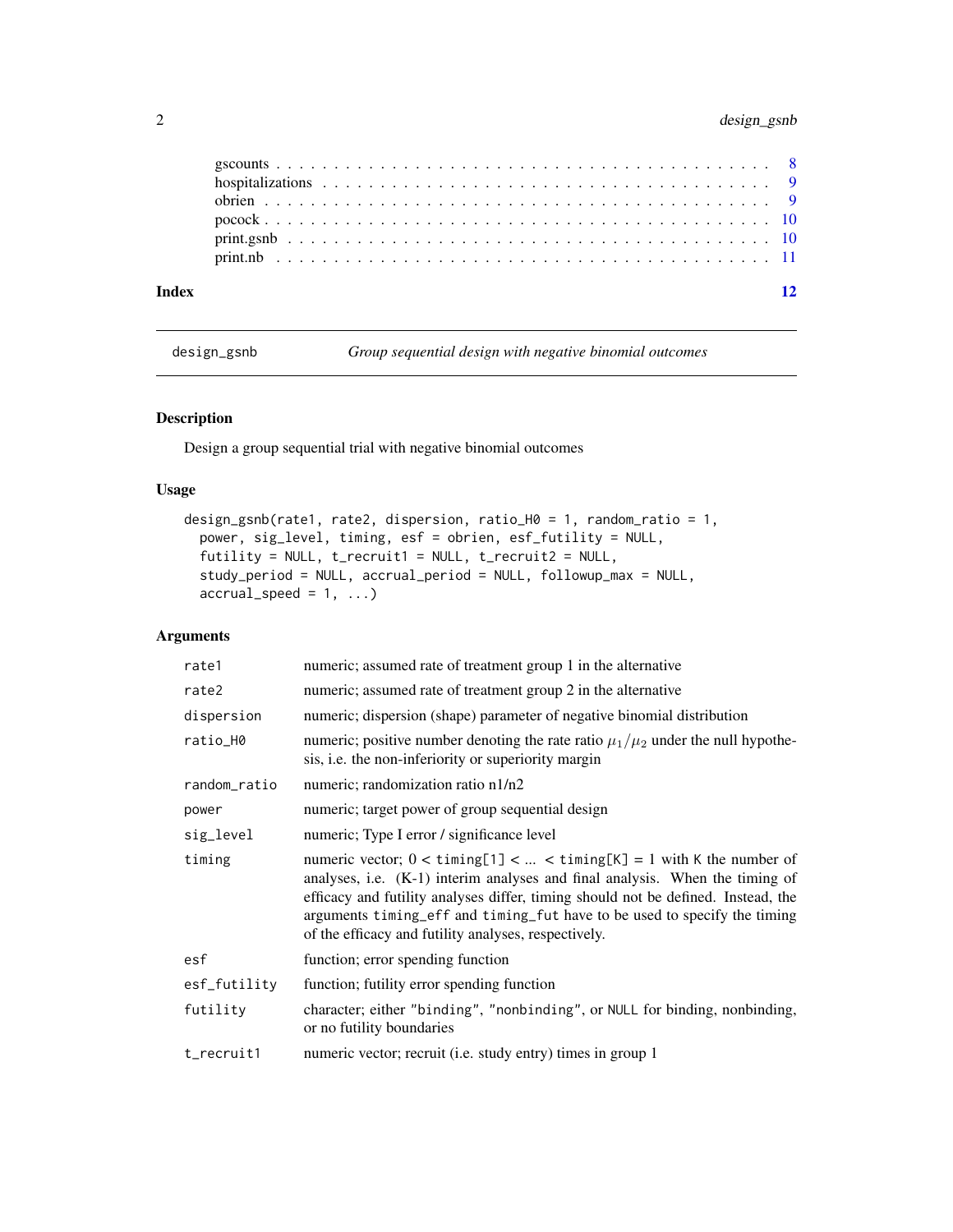gscounts . . . . . . . . . . . . . . . . . . . . . . . . . . . . . . . . . . . . . . . . 8
hospitalizations . . . . . . . . . . . . . . . . . . . . . . . . . . . . . . . . . . . . 9
obrien . . . . . . . . . . . . . . . . . . . . . . . . . . . . . . . . . . . . . . . . . 9
pocock . . . . . . . . . . . . . . . . . . . . . . . . . . . . . . . . . . . . . . . . . 10
print.gsnb . . . . . . . . . . . . . . . . . . . . . . . . . . . . . . . . . . . . . . . 10
print.nb . . . . . . . . . . . . . . . . . . . . . . . . . . . . . . . . . . . . . . . . 11

**Index** **12**

---

design_gsnb *Group sequential design with negative binomial outcomes*

---

## Description

Design a group sequential trial with negative binomial outcomes

## Usage

```
design_gsnb(rate1, rate2, dispersion, ratio_H0 = 1, random_ratio = 1,
  power, sig_level, timing, esf = obrien, esf_futility = NULL,
  futility = NULL, t_recruit1 = NULL, t_recruit2 = NULL,
  study_period = NULL, accrual_period = NULL, followup_max = NULL,
  accrual_speed = 1, ...)
```

## Arguments

| | |
|---|---|
| rate1 | numeric; assumed rate of treatment group 1 in the alternative |
| rate2 | numeric; assumed rate of treatment group 2 in the alternative |
| dispersion | numeric; dispersion (shape) parameter of negative binomial distribution |
| ratio_H0 | numeric; positive number denoting the rate ratio $\mu_1/\mu_2$ under the null hypothesis, i.e. the non-inferiority or superiority margin |
| random_ratio | numeric; randomization ratio n1/n2 |
| power | numeric; target power of group sequential design |
| sig_level | numeric; Type I error / significance level |
| timing | numeric vector; 0 < timing[1] < ... < timing[K] = 1 with K the number of analyses, i.e. (K-1) interim analyses and final analysis. When the timing of efficacy and futility analyses differ, timing should not be defined. Instead, the arguments timing_eff and timing_fut have to be used to specify the timing of the efficacy and futility analyses, respectively. |
| esf | function; error spending function |
| esf_futility | function; futility error spending function |
| futility | character; either "binding", "nonbinding", or NULL for binding, nonbinding, or no futility boundaries |
| t_recruit1 | numeric vector; recruit (i.e. study entry) times in group 1 |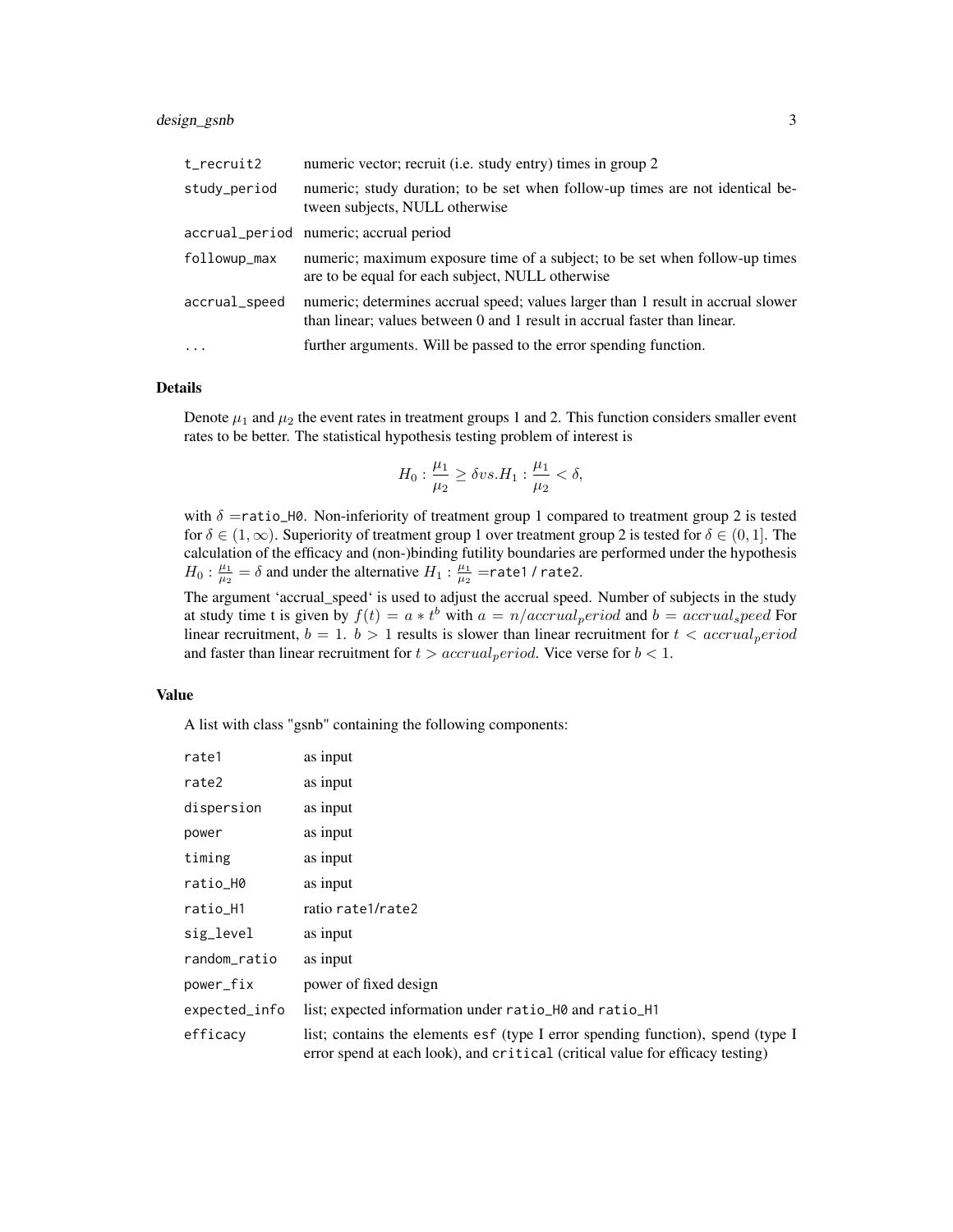| | |
|---|---|
| t_recruit2 | numeric vector; recruit (i.e. study entry) times in group 2 |
| study_period | numeric; study duration; to be set when follow-up times are not identical between subjects, NULL otherwise |
| accrual_period | numeric; accrual period |
| followup_max | numeric; maximum exposure time of a subject; to be set when follow-up times are to be equal for each subject, NULL otherwise |
| accrual_speed | numeric; determines accrual speed; values larger than 1 result in accrual slower than linear; values between 0 and 1 result in accrual faster than linear. |
| ... | further arguments. Will be passed to the error spending function. |

## Details

Denote $\mu_1$ and $\mu_2$ the event rates in treatment groups 1 and 2. This function considers smaller event rates to be better. The statistical hypothesis testing problem of interest is

$$H_0 : \frac{\mu_1}{\mu_2} \geq \delta vs. H_1 : \frac{\mu_1}{\mu_2} < \delta,$$

with $\delta =$ratio_H0. Non-inferiority of treatment group 1 compared to treatment group 2 is tested for $\delta \in (1, \infty)$. Superiority of treatment group 1 over treatment group 2 is tested for $\delta \in (0, 1]$. The calculation of the efficacy and (non-)binding futility boundaries are performed under the hypothesis $H_0 : \frac{\mu_1}{\mu_2} = \delta$ and under the alternative $H_1 : \frac{\mu_1}{\mu_2} =$rate1 / rate2.

The argument 'accrual_speed' is used to adjust the accrual speed. Number of subjects in the study at study time t is given by $f(t) = a * t^b$ with $a = n/accrual_period$ and $b = accrual_speed$ For linear recruitment, $b = 1$. $b > 1$ results is slower than linear recruitment for $t < accrual_period$ and faster than linear recruitment for $t > accrual_period$. Vice verse for $b < 1$.

## Value

A list with class "gsnb" containing the following components:

| | |
|---|---|
| rate1 | as input |
| rate2 | as input |
| dispersion | as input |
| power | as input |
| timing | as input |
| ratio_H0 | as input |
| ratio_H1 | ratio rate1/rate2 |
| sig_level | as input |
| random_ratio | as input |
| power_fix | power of fixed design |
| expected_info | list; expected information under ratio_H0 and ratio_H1 |
| efficacy | list; contains the elements esf (type I error spending function), spend (type I error spend at each look), and critical (critical value for efficacy testing) |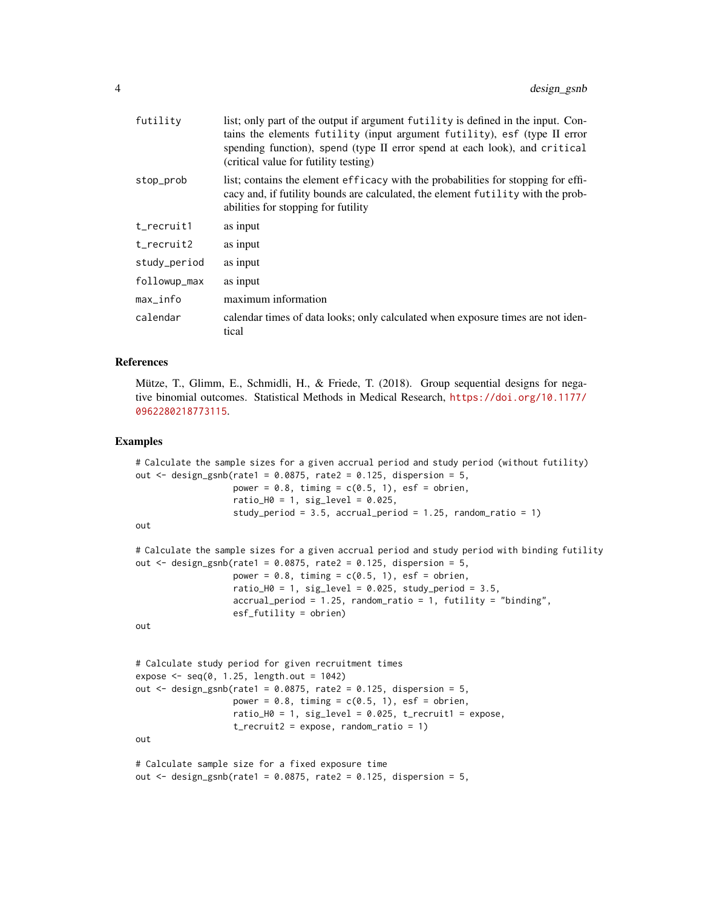| | |
|---|---|
| futility | list; only part of the output if argument futility is defined in the input. Contains the elements futility (input argument futility), esf (type II error spending function), spend (type II error spend at each look), and critical (critical value for futility testing) |
| stop_prob | list; contains the element efficacy with the probabilities for stopping for efficacy and, if futility bounds are calculated, the element futility with the probabilities for stopping for futility |
| t_recruit1 | as input |
| t_recruit2 | as input |
| study_period | as input |
| followup_max | as input |
| max_info | maximum information |
| calendar | calendar times of data looks; only calculated when exposure times are not identical |

### References

Mütze, T., Glimm, E., Schmidli, H., & Friede, T. (2018). Group sequential designs for negative binomial outcomes. Statistical Methods in Medical Research, https://doi.org/10.1177/0962280218773115.

### Examples

```
# Calculate the sample sizes for a given accrual period and study period (without futility)
out <- design_gsnb(rate1 = 0.0875, rate2 = 0.125, dispersion = 5,
                   power = 0.8, timing = c(0.5, 1), esf = obrien,
                   ratio_H0 = 1, sig_level = 0.025,
                   study_period = 3.5, accrual_period = 1.25, random_ratio = 1)
out

# Calculate the sample sizes for a given accrual period and study period with binding futility
out <- design_gsnb(rate1 = 0.0875, rate2 = 0.125, dispersion = 5,
                   power = 0.8, timing = c(0.5, 1), esf = obrien,
                   ratio_H0 = 1, sig_level = 0.025, study_period = 3.5,
                   accrual_period = 1.25, random_ratio = 1, futility = "binding",
                   esf_futility = obrien)
out


# Calculate study period for given recruitment times
expose <- seq(0, 1.25, length.out = 1042)
out <- design_gsnb(rate1 = 0.0875, rate2 = 0.125, dispersion = 5,
                   power = 0.8, timing = c(0.5, 1), esf = obrien,
                   ratio_H0 = 1, sig_level = 0.025, t_recruit1 = expose,
                   t_recruit2 = expose, random_ratio = 1)
out

# Calculate sample size for a fixed exposure time
out <- design_gsnb(rate1 = 0.0875, rate2 = 0.125, dispersion = 5,
```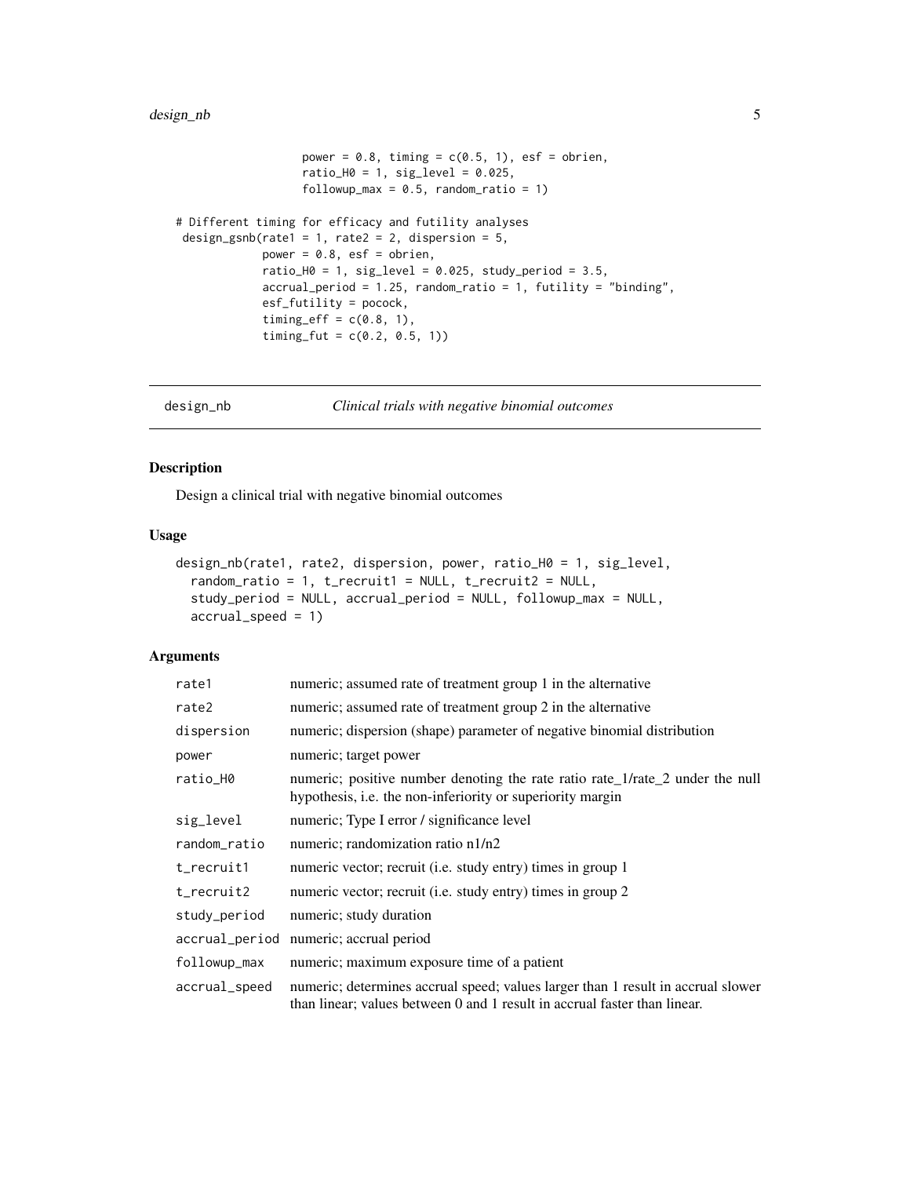```
                power = 0.8, timing = c(0.5, 1), esf = obrien,
                ratio_H0 = 1, sig_level = 0.025,
                followup_max = 0.5, random_ratio = 1)

# Different timing for efficacy and futility analyses
 design_gsnb(rate1 = 1, rate2 = 2, dispersion = 5,
            power = 0.8, esf = obrien,
            ratio_H0 = 1, sig_level = 0.025, study_period = 3.5,
            accrual_period = 1.25, random_ratio = 1, futility = "binding",
            esf_futility = pocock,
            timing_eff = c(0.8, 1),
            timing_fut = c(0.2, 0.5, 1))
```

## design_nb — *Clinical trials with negative binomial outcomes*

### Description

Design a clinical trial with negative binomial outcomes

### Usage

```
design_nb(rate1, rate2, dispersion, power, ratio_H0 = 1, sig_level,
  random_ratio = 1, t_recruit1 = NULL, t_recruit2 = NULL,
  study_period = NULL, accrual_period = NULL, followup_max = NULL,
  accrual_speed = 1)
```

### Arguments

| | |
|---|---|
| rate1 | numeric; assumed rate of treatment group 1 in the alternative |
| rate2 | numeric; assumed rate of treatment group 2 in the alternative |
| dispersion | numeric; dispersion (shape) parameter of negative binomial distribution |
| power | numeric; target power |
| ratio_H0 | numeric; positive number denoting the rate ratio rate_1/rate_2 under the null hypothesis, i.e. the non-inferiority or superiority margin |
| sig_level | numeric; Type I error / significance level |
| random_ratio | numeric; randomization ratio n1/n2 |
| t_recruit1 | numeric vector; recruit (i.e. study entry) times in group 1 |
| t_recruit2 | numeric vector; recruit (i.e. study entry) times in group 2 |
| study_period | numeric; study duration |
| accrual_period | numeric; accrual period |
| followup_max | numeric; maximum exposure time of a patient |
| accrual_speed | numeric; determines accrual speed; values larger than 1 result in accrual slower than linear; values between 0 and 1 result in accrual faster than linear. |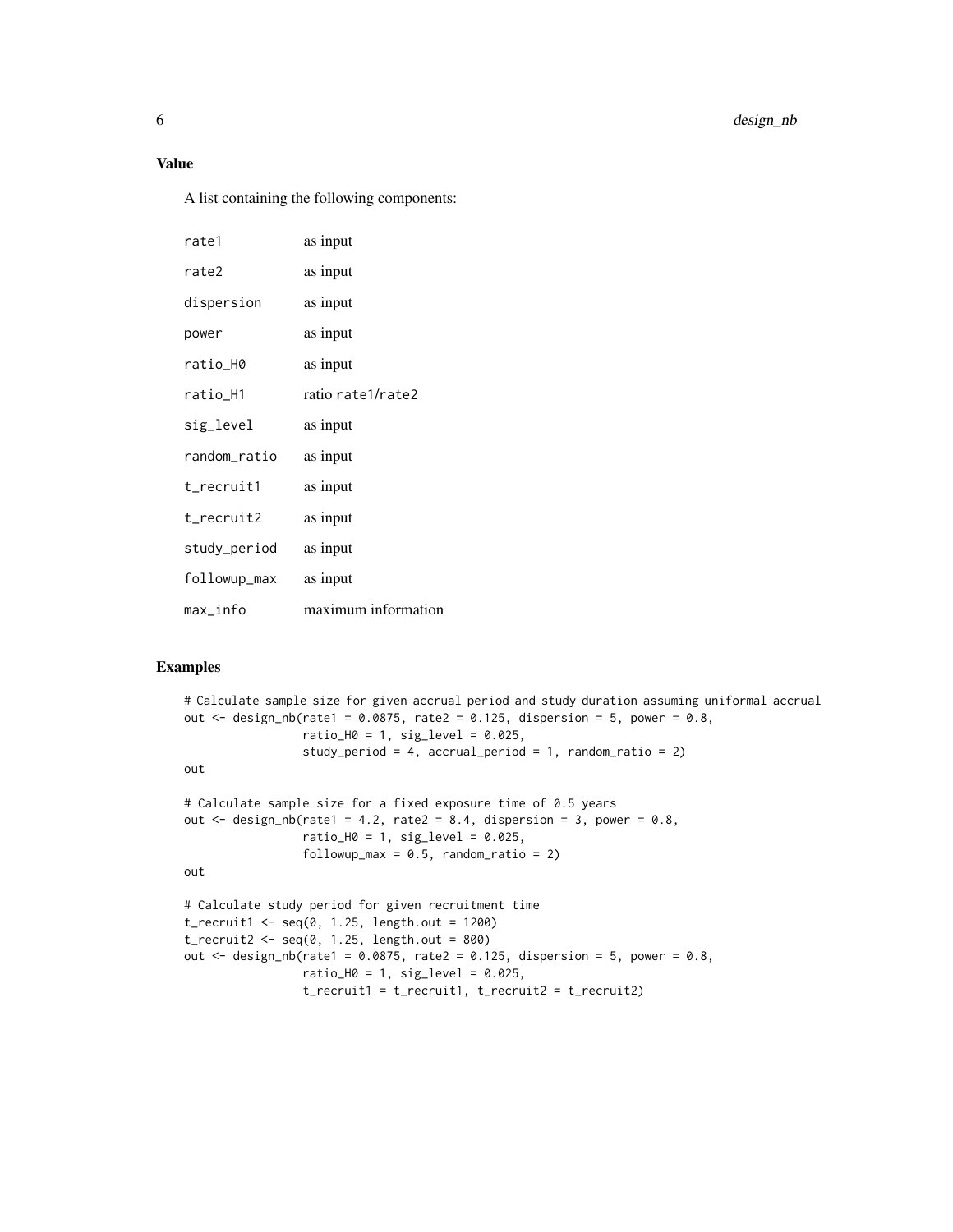## Value

A list containing the following components:

| | |
|---|---|
| `rate1` | as input |
| `rate2` | as input |
| `dispersion` | as input |
| `power` | as input |
| `ratio_H0` | as input |
| `ratio_H1` | ratio `rate1/rate2` |
| `sig_level` | as input |
| `random_ratio` | as input |
| `t_recruit1` | as input |
| `t_recruit2` | as input |
| `study_period` | as input |
| `followup_max` | as input |
| `max_info` | maximum information |

## Examples

```
# Calculate sample size for given accrual period and study duration assuming uniformal accrual
out <- design_nb(rate1 = 0.0875, rate2 = 0.125, dispersion = 5, power = 0.8,
                 ratio_H0 = 1, sig_level = 0.025,
                 study_period = 4, accrual_period = 1, random_ratio = 2)
out

# Calculate sample size for a fixed exposure time of 0.5 years
out <- design_nb(rate1 = 4.2, rate2 = 8.4, dispersion = 3, power = 0.8,
                 ratio_H0 = 1, sig_level = 0.025,
                 followup_max = 0.5, random_ratio = 2)
out

# Calculate study period for given recruitment time
t_recruit1 <- seq(0, 1.25, length.out = 1200)
t_recruit2 <- seq(0, 1.25, length.out = 800)
out <- design_nb(rate1 = 0.0875, rate2 = 0.125, dispersion = 5, power = 0.8,
                 ratio_H0 = 1, sig_level = 0.025,
                 t_recruit1 = t_recruit1, t_recruit2 = t_recruit2)
```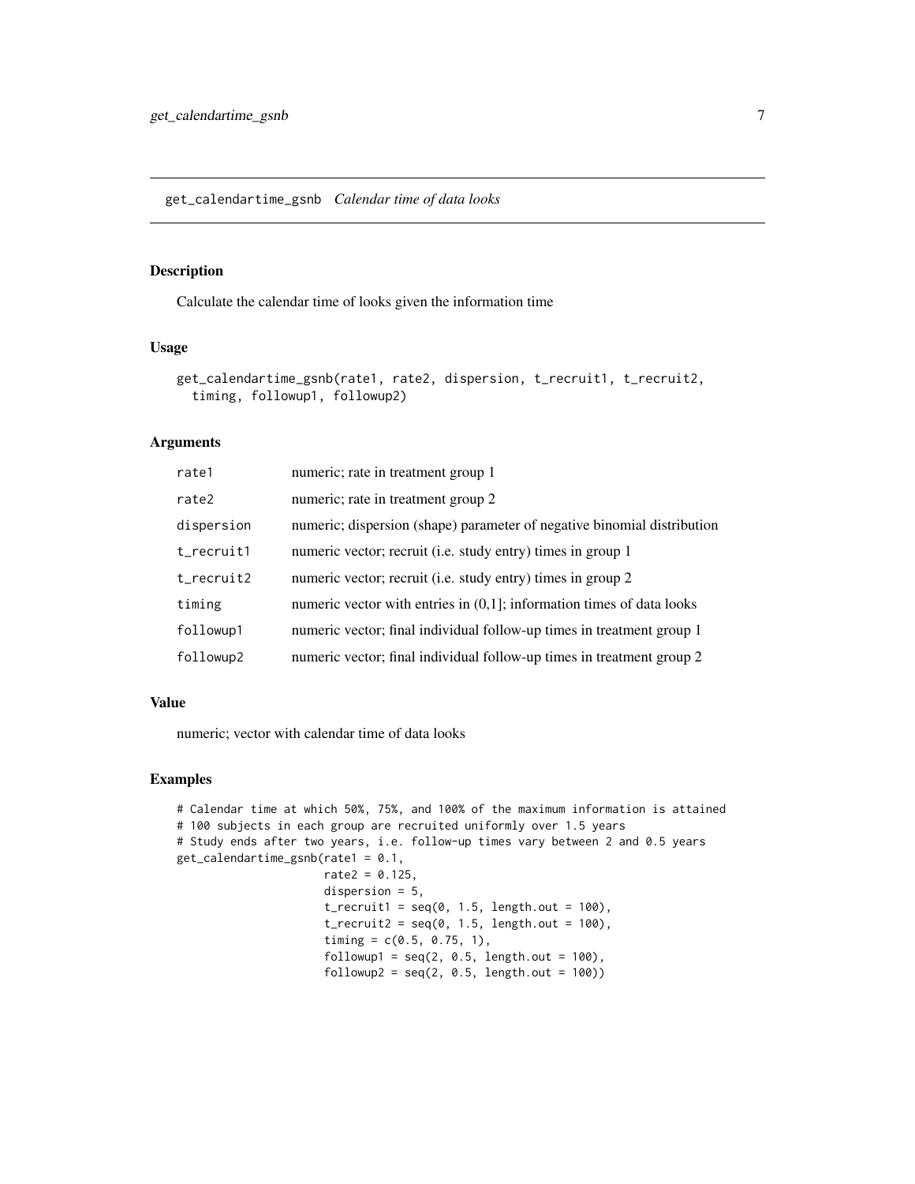## get_calendartime_gsnb *Calendar time of data looks*

### Description

Calculate the calendar time of looks given the information time

### Usage

```
get_calendartime_gsnb(rate1, rate2, dispersion, t_recruit1, t_recruit2,
  timing, followup1, followup2)
```

### Arguments

| | |
|---|---|
| rate1 | numeric; rate in treatment group 1 |
| rate2 | numeric; rate in treatment group 2 |
| dispersion | numeric; dispersion (shape) parameter of negative binomial distribution |
| t_recruit1 | numeric vector; recruit (i.e. study entry) times in group 1 |
| t_recruit2 | numeric vector; recruit (i.e. study entry) times in group 2 |
| timing | numeric vector with entries in (0,1]; information times of data looks |
| followup1 | numeric vector; final individual follow-up times in treatment group 1 |
| followup2 | numeric vector; final individual follow-up times in treatment group 2 |

### Value

numeric; vector with calendar time of data looks

### Examples

```
# Calendar time at which 50%, 75%, and 100% of the maximum information is attained
# 100 subjects in each group are recruited uniformly over 1.5 years
# Study ends after two years, i.e. follow-up times vary between 2 and 0.5 years
get_calendartime_gsnb(rate1 = 0.1,
                      rate2 = 0.125,
                      dispersion = 5,
                      t_recruit1 = seq(0, 1.5, length.out = 100),
                      t_recruit2 = seq(0, 1.5, length.out = 100),
                      timing = c(0.5, 0.75, 1),
                      followup1 = seq(2, 0.5, length.out = 100),
                      followup2 = seq(2, 0.5, length.out = 100))
```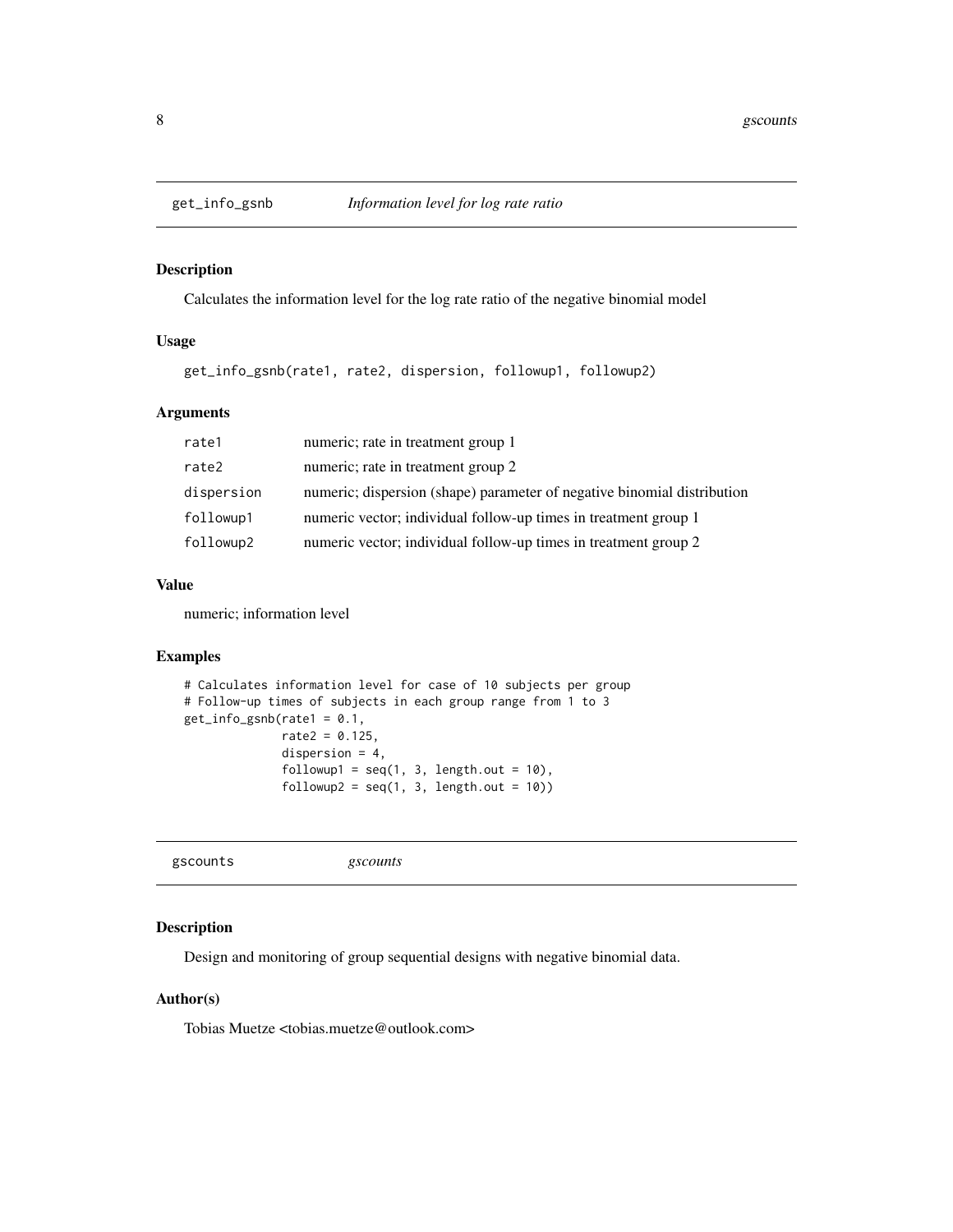## get_info_gsnb — *Information level for log rate ratio*

### Description

Calculates the information level for the log rate ratio of the negative binomial model

### Usage

```
get_info_gsnb(rate1, rate2, dispersion, followup1, followup2)
```

### Arguments

| | |
|---|---|
| rate1 | numeric; rate in treatment group 1 |
| rate2 | numeric; rate in treatment group 2 |
| dispersion | numeric; dispersion (shape) parameter of negative binomial distribution |
| followup1 | numeric vector; individual follow-up times in treatment group 1 |
| followup2 | numeric vector; individual follow-up times in treatment group 2 |

### Value

numeric; information level

### Examples

```
# Calculates information level for case of 10 subjects per group
# Follow-up times of subjects in each group range from 1 to 3
get_info_gsnb(rate1 = 0.1,
              rate2 = 0.125,
              dispersion = 4,
              followup1 = seq(1, 3, length.out = 10),
              followup2 = seq(1, 3, length.out = 10))
```

## gscounts — *gscounts*

### Description

Design and monitoring of group sequential designs with negative binomial data.

### Author(s)

Tobias Muetze <tobias.muetze@outlook.com>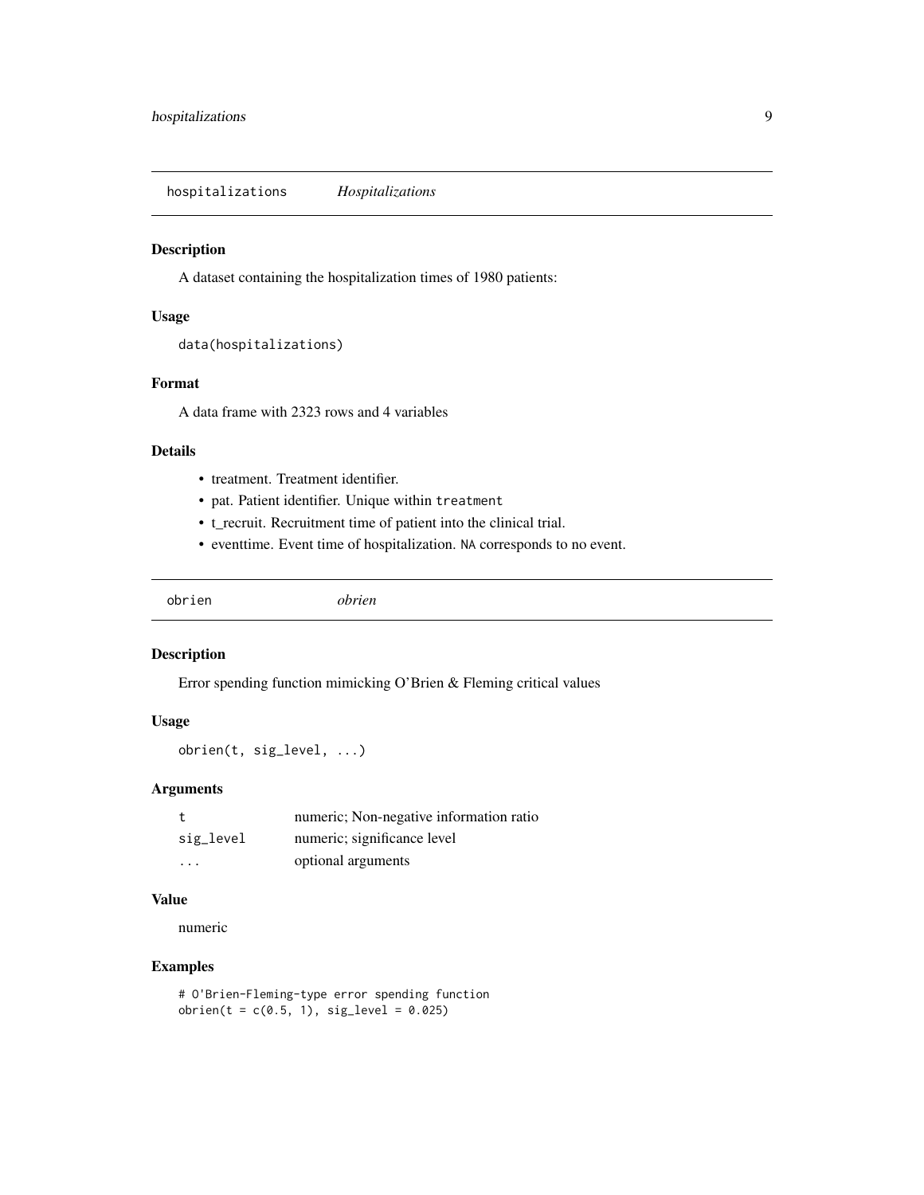## hospitalizations *Hospitalizations*

### Description

A dataset containing the hospitalization times of 1980 patients:

### Usage

```
data(hospitalizations)
```

### Format

A data frame with 2323 rows and 4 variables

### Details

- treatment. Treatment identifier.
- pat. Patient identifier. Unique within `treatment`
- t_recruit. Recruitment time of patient into the clinical trial.
- eventtime. Event time of hospitalization. `NA` corresponds to no event.

## obrien *obrien*

### Description

Error spending function mimicking O'Brien & Fleming critical values

### Usage

```
obrien(t, sig_level, ...)
```

### Arguments

| | |
|---|---|
| t | numeric; Non-negative information ratio |
| sig_level | numeric; significance level |
| ... | optional arguments |

### Value

numeric

### Examples

```
# O'Brien-Fleming-type error spending function
obrien(t = c(0.5, 1), sig_level = 0.025)
```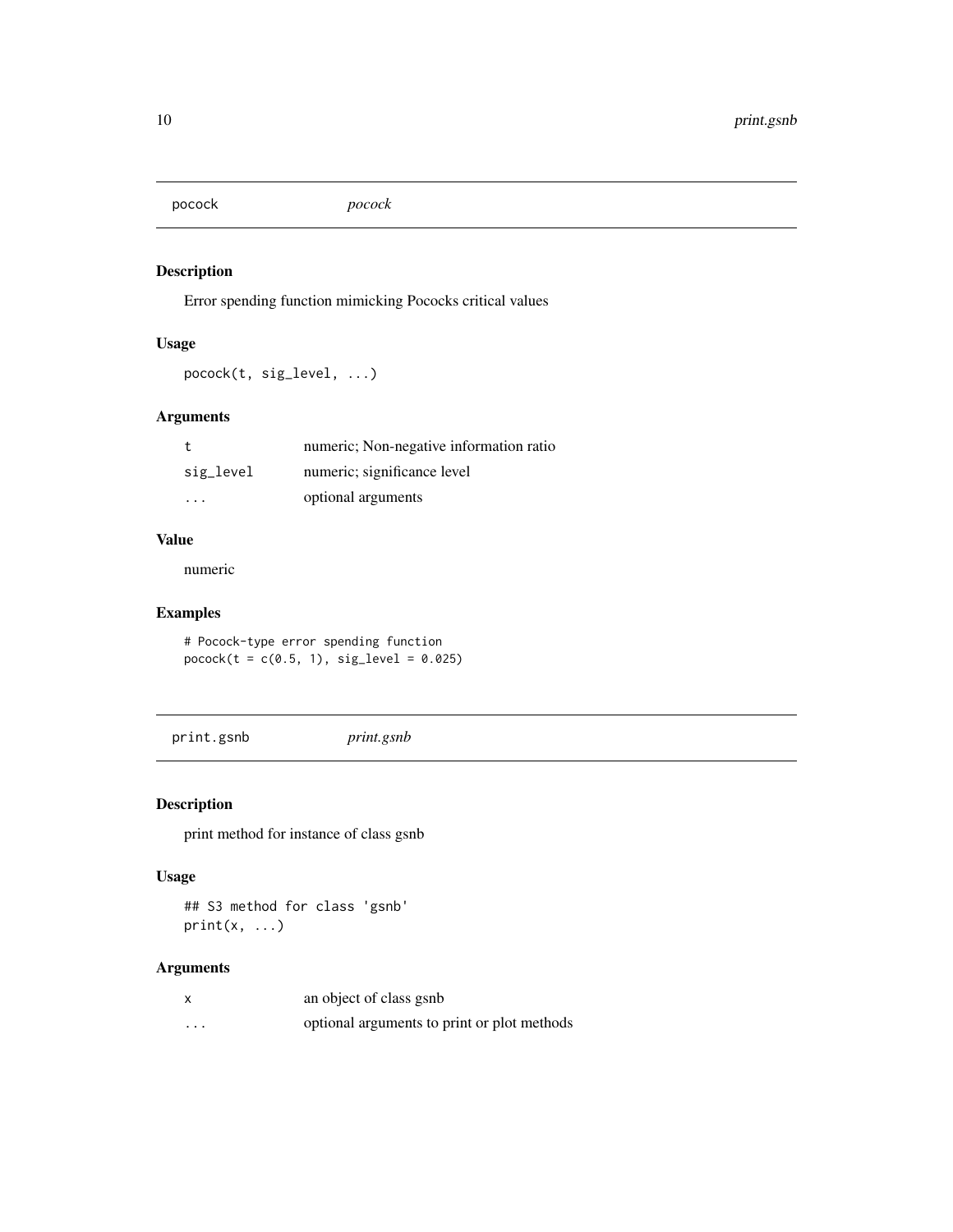## pocock    *pocock*

### Description

Error spending function mimicking Pococks critical values

### Usage

```
pocock(t, sig_level, ...)
```

### Arguments

| | |
|---|---|
| t | numeric; Non-negative information ratio |
| sig_level | numeric; significance level |
| ... | optional arguments |

### Value

numeric

### Examples

```
# Pocock-type error spending function
pocock(t = c(0.5, 1), sig_level = 0.025)
```

## print.gsnb    *print.gsnb*

### Description

print method for instance of class gsnb

### Usage

```
## S3 method for class 'gsnb'
print(x, ...)
```

### Arguments

| | |
|---|---|
| x | an object of class gsnb |
| ... | optional arguments to print or plot methods |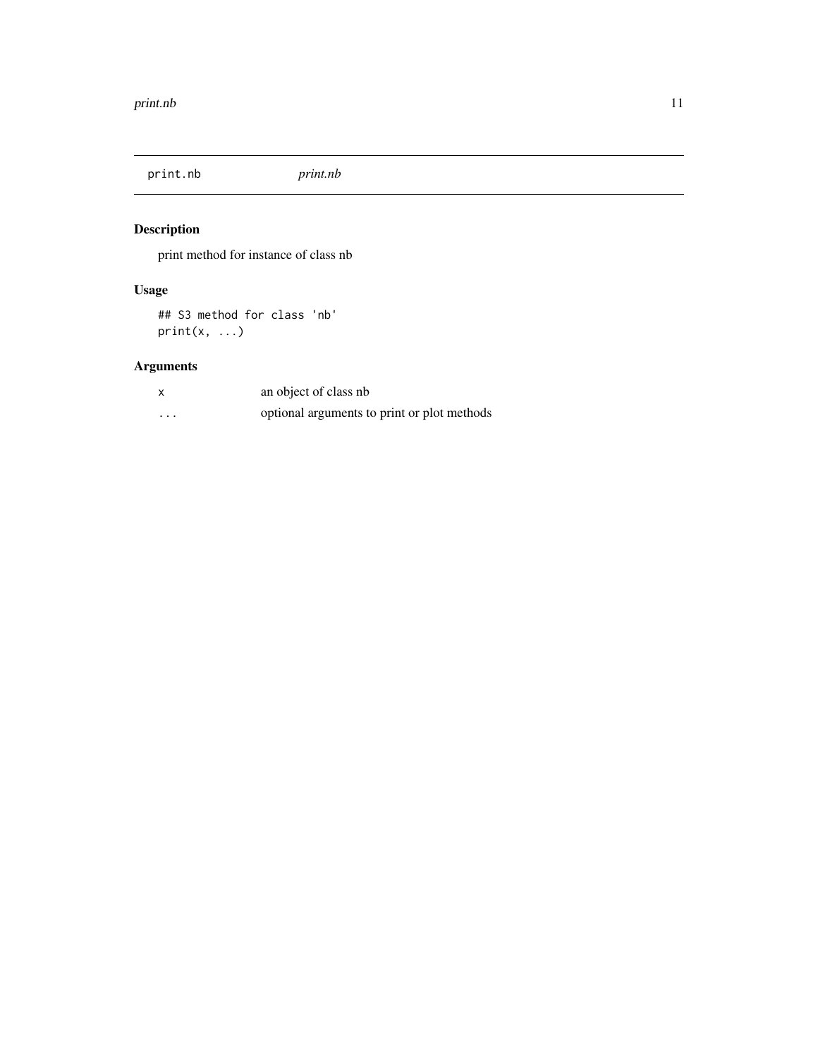print.nb *print.nb*

## Description

print method for instance of class nb

## Usage

```
## S3 method for class 'nb'
print(x, ...)
```

## Arguments

| | |
|---|---|
| x | an object of class nb |
| ... | optional arguments to print or plot methods |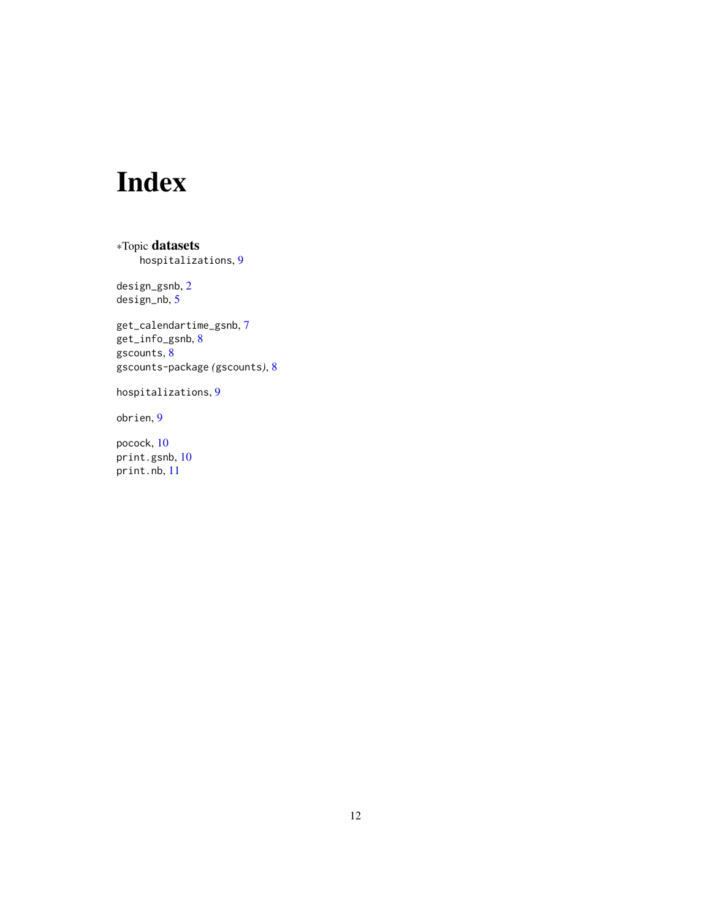# Index

*Topic **datasets**
    hospitalizations, 9

design_gsnb, 2
design_nb, 5

get_calendartime_gsnb, 7
get_info_gsnb, 8
gscounts, 8
gscounts-package *(*gscounts*)*, 8

hospitalizations, 9

obrien, 9

pocock, 10
print.gsnb, 10
print.nb, 11